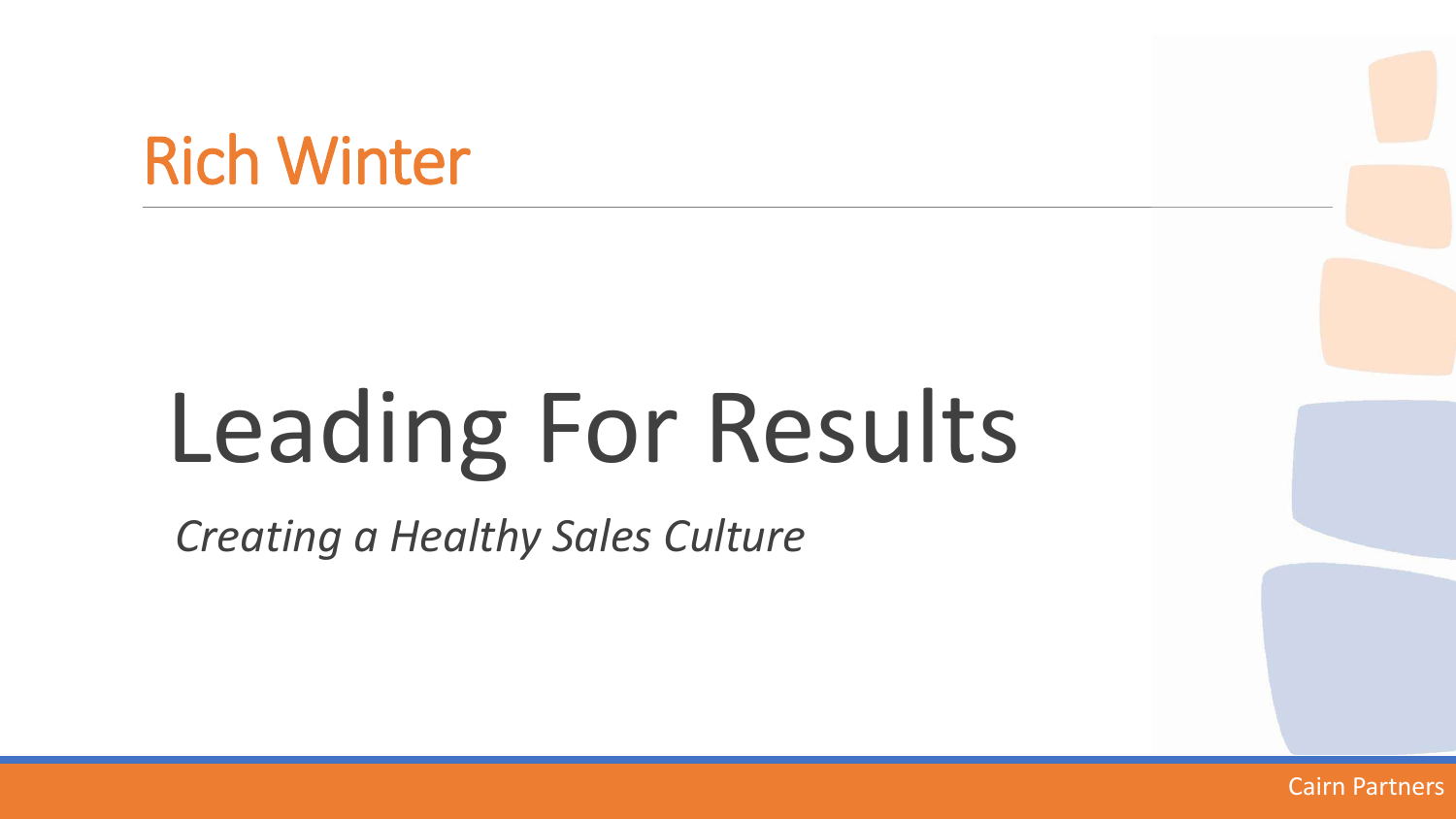Rich Winter

# Leading For Results

*Creating a Healthy Sales Culture*

Cairn Partners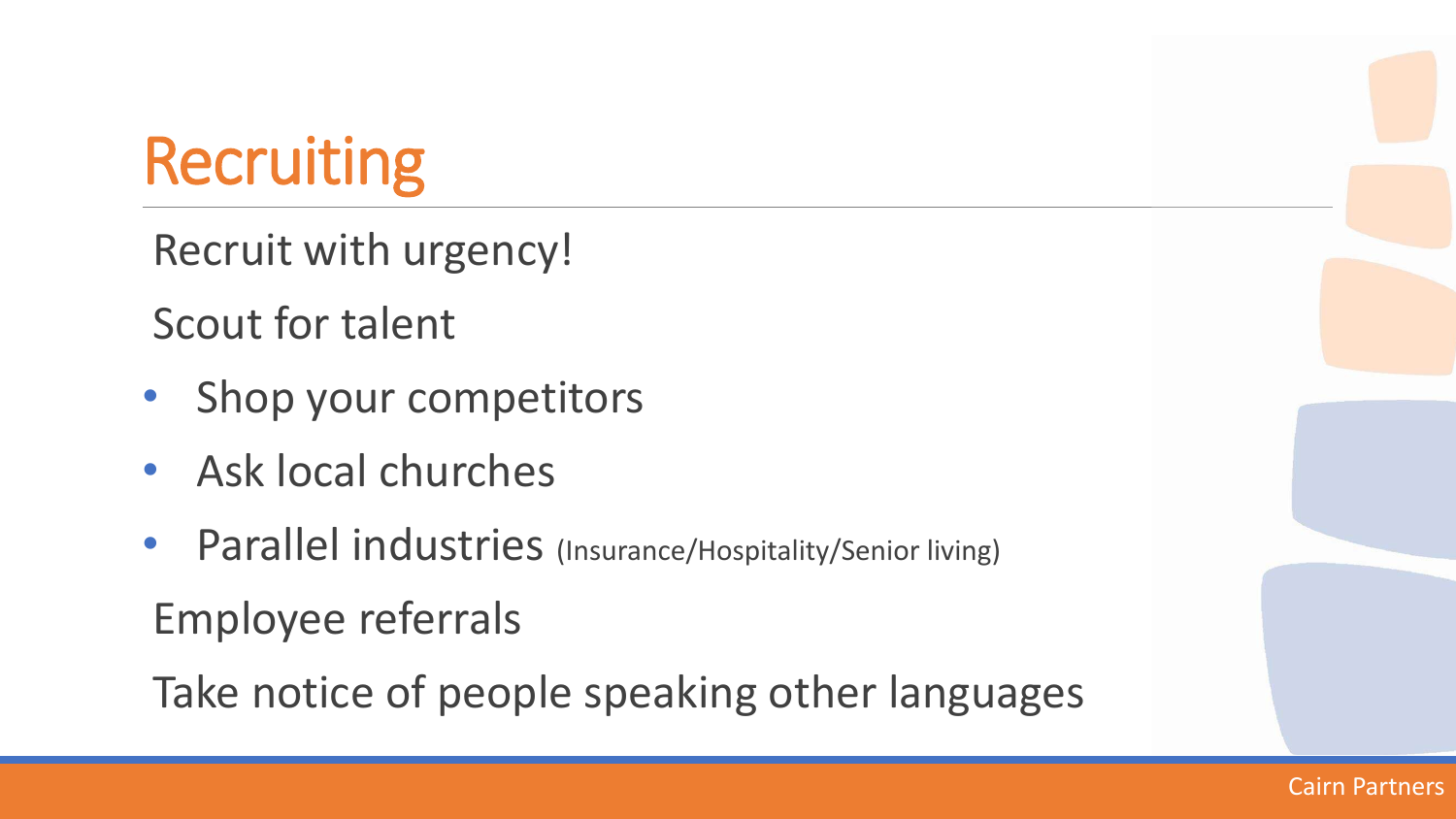# Recruiting

Recruit with urgency!

Scout for talent

- Shop your competitors
- Ask local churches
- Parallel industries (Insurance/Hospitality/Senior living)

Employee referrals

Take notice of people speaking other languages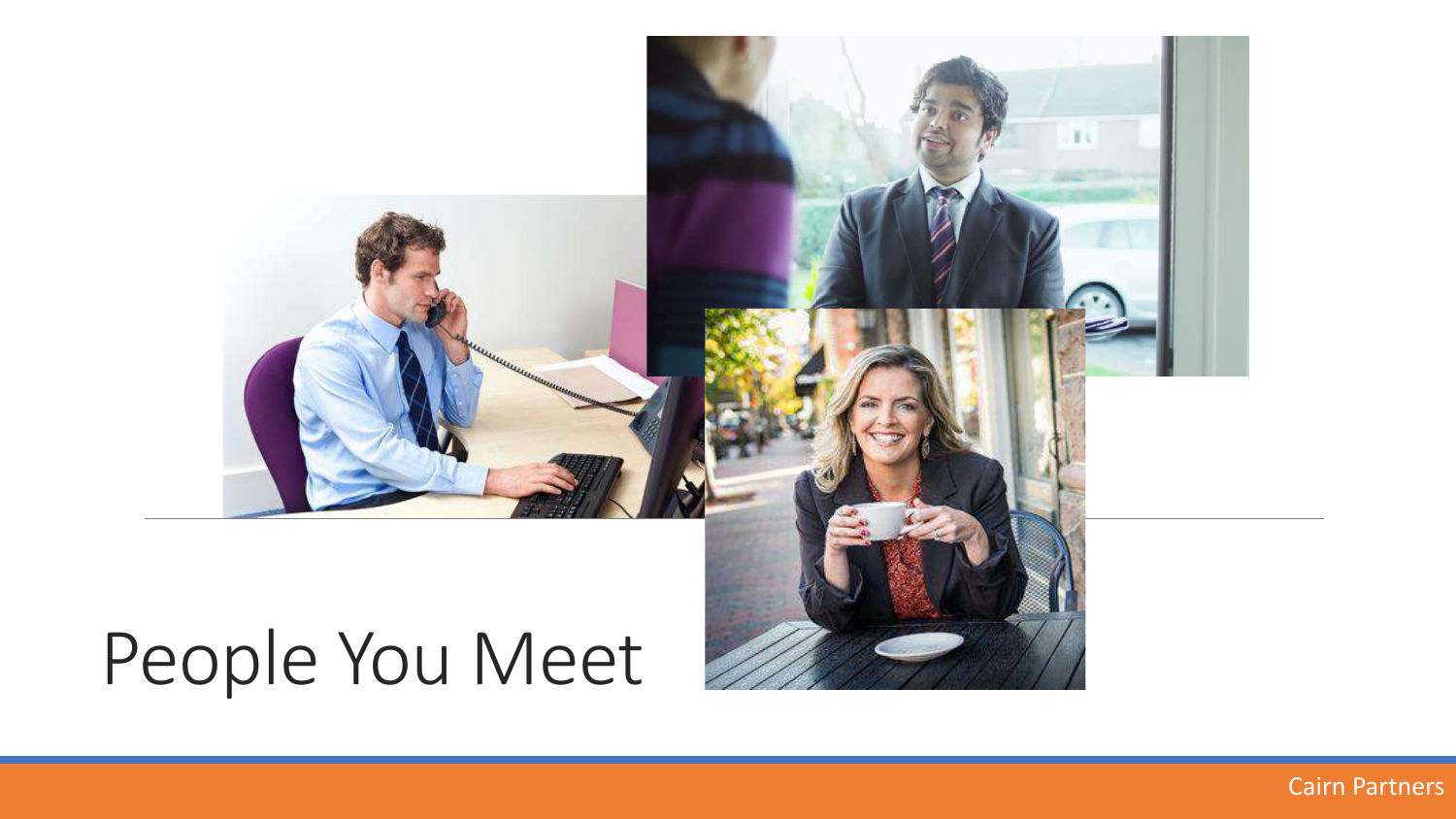# People You Meet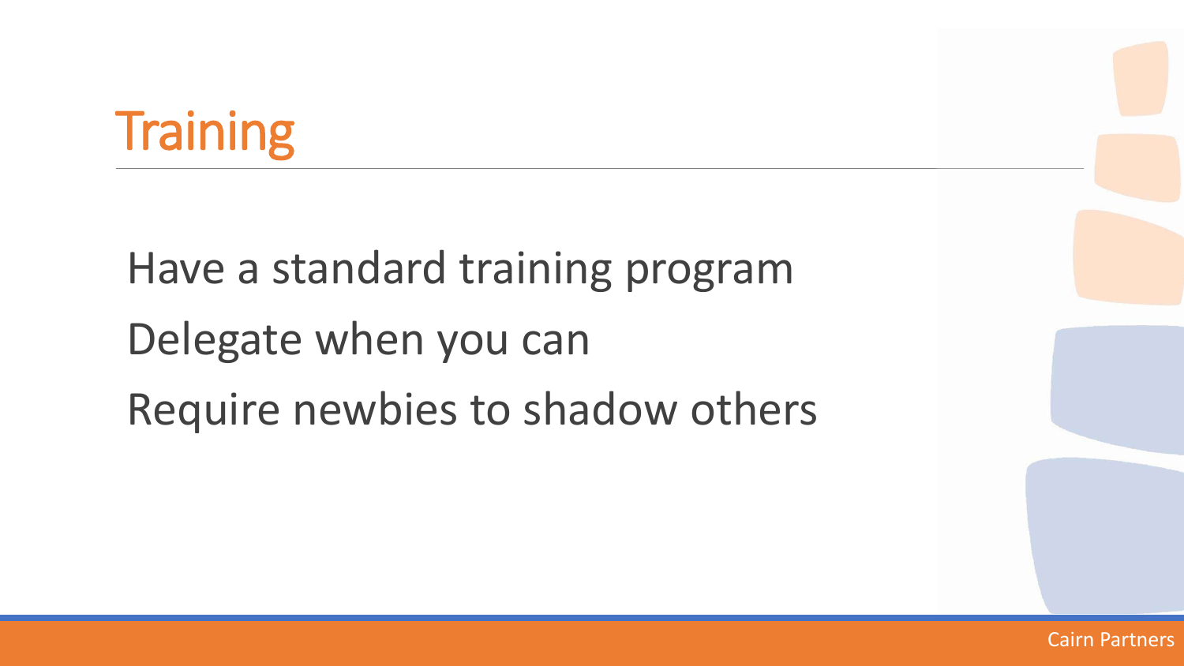# Training

Have a standard training program

Delegate when you can

Require newbies to shadow others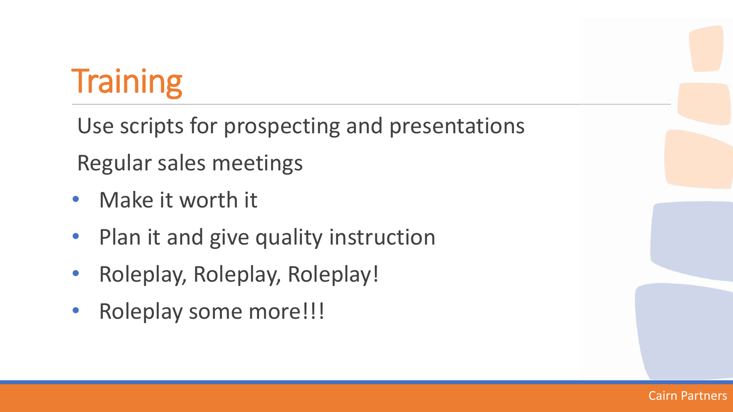# Training

Use scripts for prospecting and presentations

Regular sales meetings

- Make it worth it
- Plan it and give quality instruction
- Roleplay, Roleplay, Roleplay!
- Roleplay some more!!!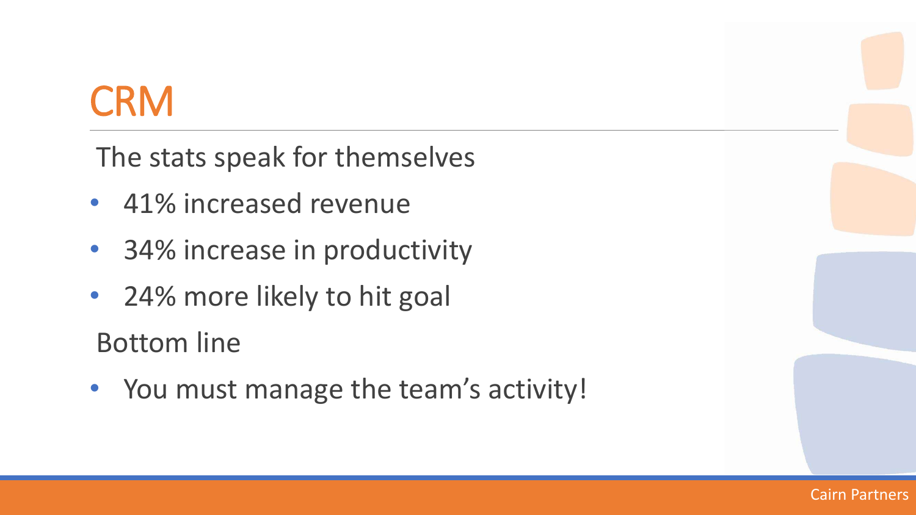# CRM

The stats speak for themselves

- 41% increased revenue
- 34% increase in productivity
- 24% more likely to hit goal

Bottom line

- You must manage the team's activity!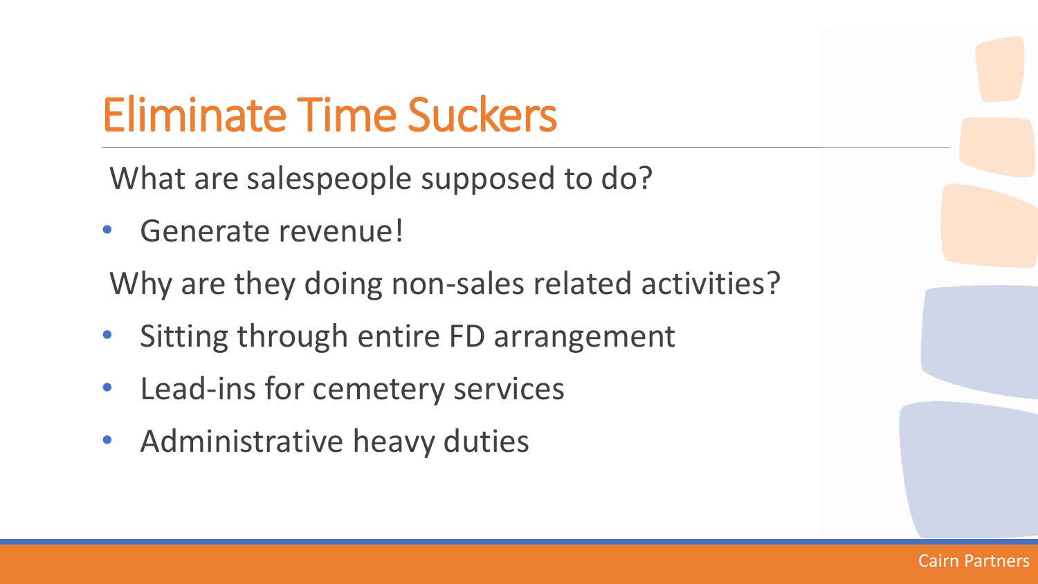# Eliminate Time Suckers

What are salespeople supposed to do?

- Generate revenue!

Why are they doing non-sales related activities?

- Sitting through entire FD arrangement
- Lead-ins for cemetery services
- Administrative heavy duties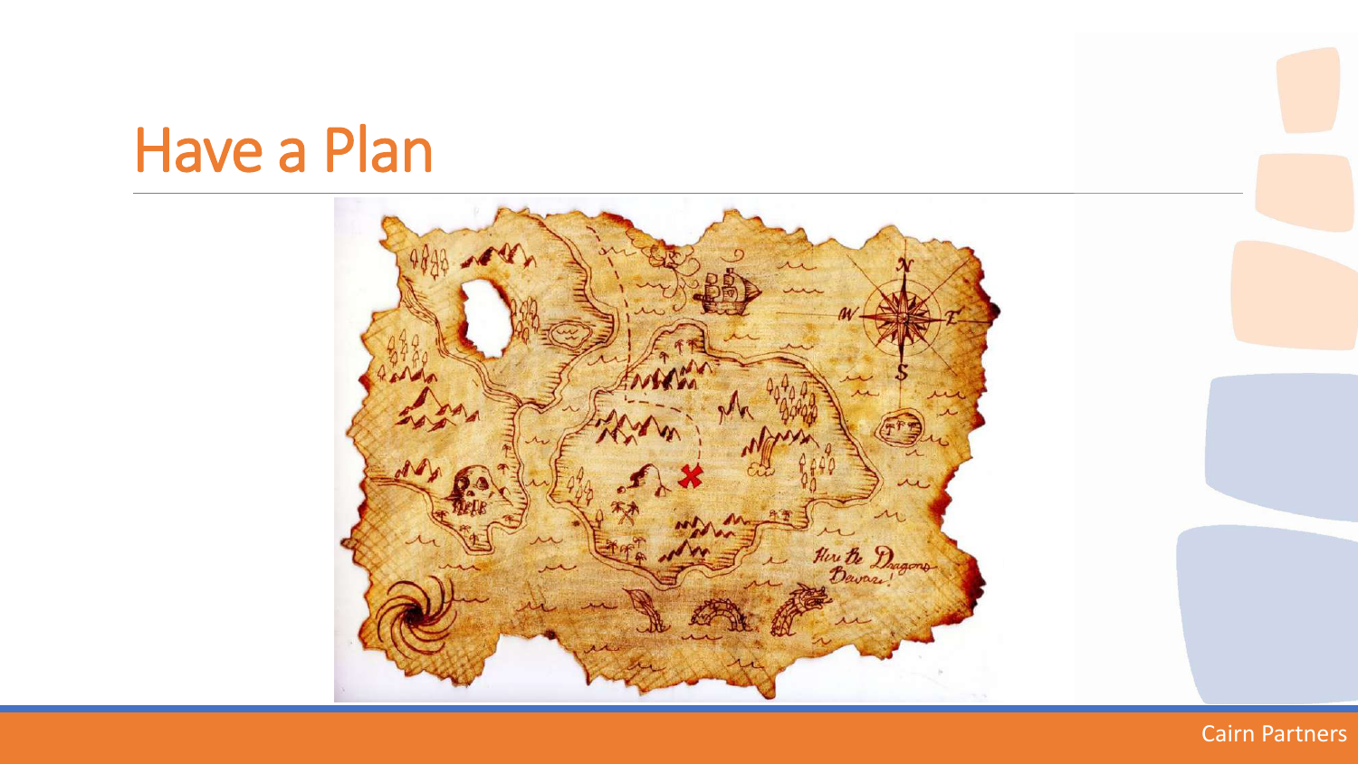# Have a Plan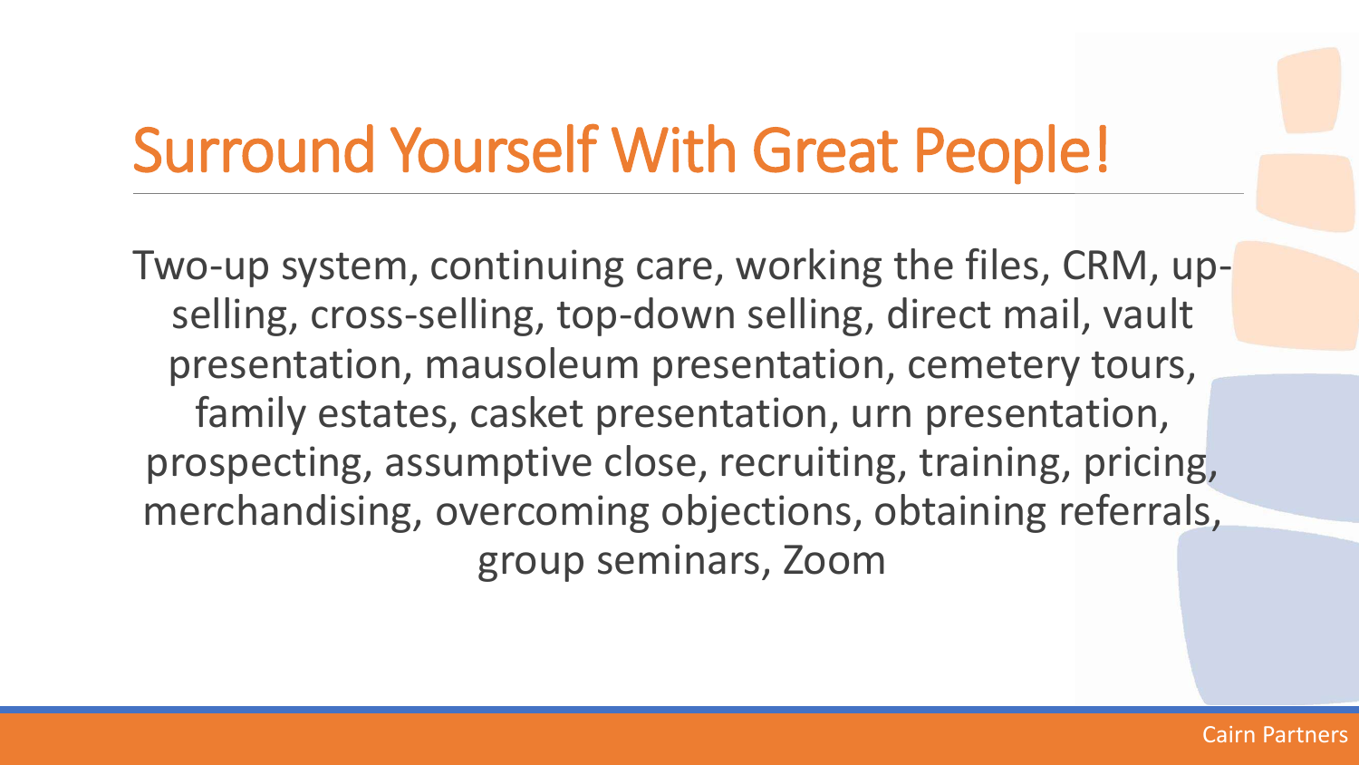# Surround Yourself With Great People!

Two-up system, continuing care, working the files, CRM, up-selling, cross-selling, top-down selling, direct mail, vault presentation, mausoleum presentation, cemetery tours, family estates, casket presentation, urn presentation, prospecting, assumptive close, recruiting, training, pricing, merchandising, overcoming objections, obtaining referrals, group seminars, Zoom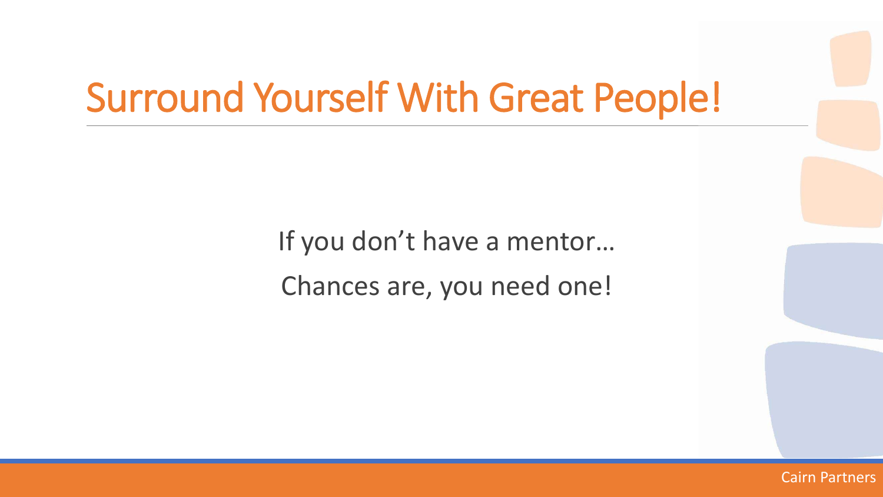# Surround Yourself With Great People!

If you don't have a mentor…

Chances are, you need one!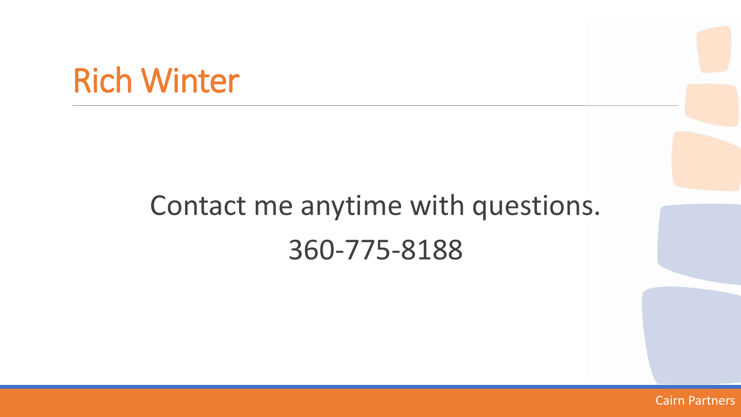# Rich Winter

Contact me anytime with questions.

360-775-8188